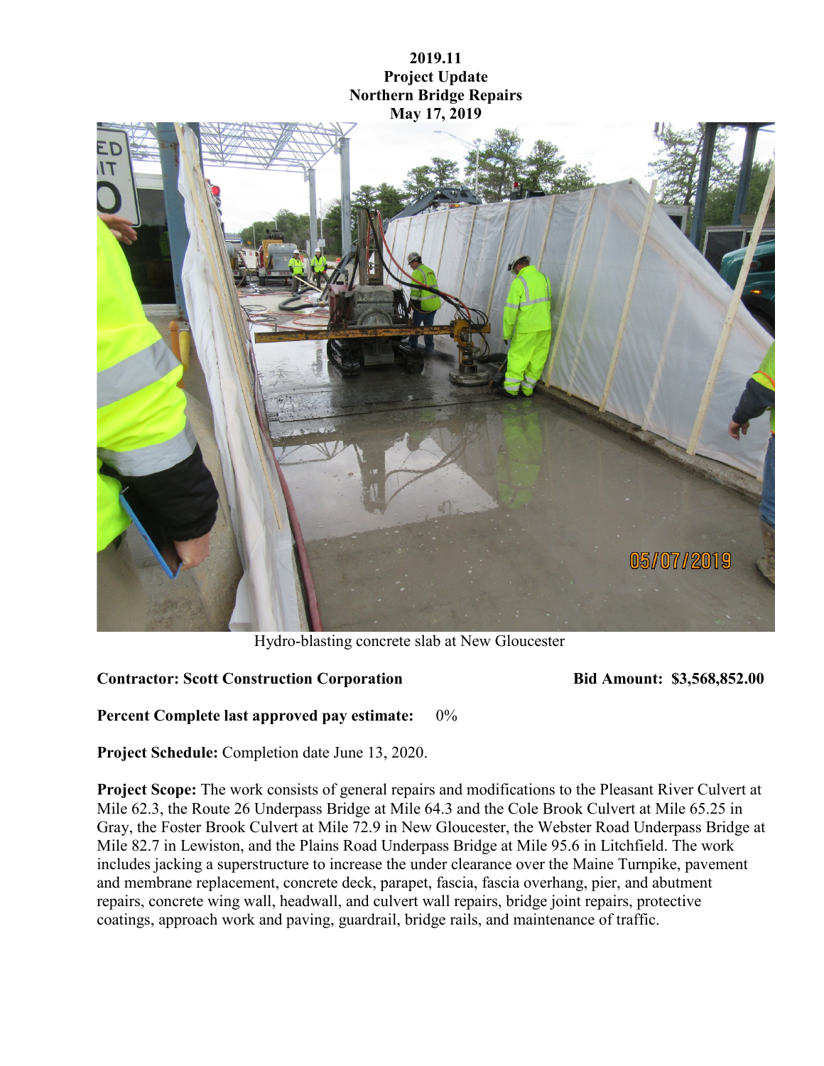**2019.11**
**Project Update**
**Northern Bridge Repairs**
**May 17, 2019**

Hydro-blasting concrete slab at New Gloucester

**Contractor: Scott Construction Corporation** **Bid Amount: $3,568,852.00**

**Percent Complete last approved pay estimate:** 0%

**Project Schedule:** Completion date June 13, 2020.

**Project Scope:** The work consists of general repairs and modifications to the Pleasant River Culvert at Mile 62.3, the Route 26 Underpass Bridge at Mile 64.3 and the Cole Brook Culvert at Mile 65.25 in Gray, the Foster Brook Culvert at Mile 72.9 in New Gloucester, the Webster Road Underpass Bridge at Mile 82.7 in Lewiston, and the Plains Road Underpass Bridge at Mile 95.6 in Litchfield. The work includes jacking a superstructure to increase the under clearance over the Maine Turnpike, pavement and membrane replacement, concrete deck, parapet, fascia, fascia overhang, pier, and abutment repairs, concrete wing wall, headwall, and culvert wall repairs, bridge joint repairs, protective coatings, approach work and paving, guardrail, bridge rails, and maintenance of traffic.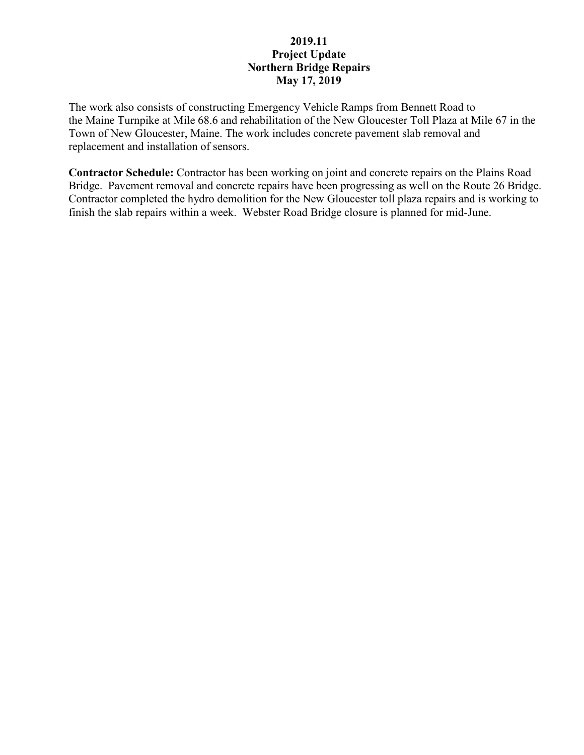**2019.11**
**Project Update**
**Northern Bridge Repairs**
**May 17, 2019**

The work also consists of constructing Emergency Vehicle Ramps from Bennett Road to the Maine Turnpike at Mile 68.6 and rehabilitation of the New Gloucester Toll Plaza at Mile 67 in the Town of New Gloucester, Maine. The work includes concrete pavement slab removal and replacement and installation of sensors.

**Contractor Schedule:** Contractor has been working on joint and concrete repairs on the Plains Road Bridge. Pavement removal and concrete repairs have been progressing as well on the Route 26 Bridge. Contractor completed the hydro demolition for the New Gloucester toll plaza repairs and is working to finish the slab repairs within a week. Webster Road Bridge closure is planned for mid-June.